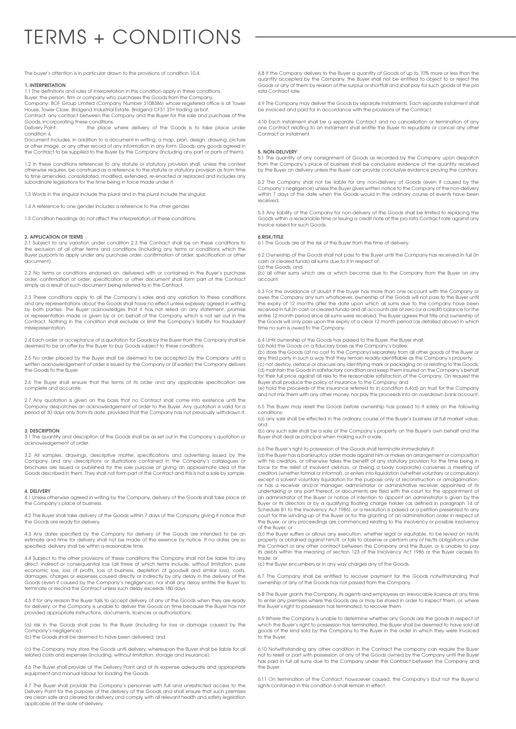# TERMS + CONDITIONS

The buyer's attention is in particular drawn to the provisions of condition 10.4.

**1. INTERPRETATION**

1.1 The definitions and rules of interpretation in this condition apply in these conditions.

Buyer: the person, firm or company who purchases the Goods from the Company.

Company: BOF Group Limited (Company Number 3108386) whose registered office is at Tower House, Tower Close, Bridgend Industrial Estate, Bridgend CF31 3TH trading as bof.

Contract: any contract between the Company and the Buyer for the sale and purchase of the Goods, incorporating these conditions.

Delivery Point: the place where delivery of the Goods is to take place under condition 4.

Document includes, in addition to a document in writing, a map, plan, design, drawing, picture or other image, or any other record of any information in any form; Goods: any goods agreed in the Contract to be supplied to the Buyer by the Company (including any part or parts of them).

1.2 In these conditions references to any statute or statutory provision shall, unless the context otherwise requires, be construed as a reference to the statute or statutory provision as from time to time amended, consolidated, modified, extended, re-enacted or replaced and includes any subordinate legislations for the time being in force made under it.

1.3 Words in the singular include the plural and in the plural include the singular.

1.4 A reference to one gender includes a reference to the other gender.

1.5 Condition headings do not affect the interpretation of these conditions.

**2. APPLICATION OF TERMS**

2.1 Subject to any variation under condition 2.3 the Contract shall be on these conditions to the exclusion of all other terms and conditions (including any terms or conditions which the Buyer purports to apply under any purchase order, confirmation of order, specification or other document).

2.2 No terms or conditions endorsed on, delivered with or contained in the Buyer's purchase order, confirmation of order, specification or other document shall form part of the Contract simply as a result of such document being referred to in the Contract.

2.3 These conditions apply to all the Company's sales and any variation to these conditions and any representations about the Goods shall have no effect unless expressly agreed in writing by both parties. The Buyer acknowledges that it has not relied on any statement, promise or representation made or given by or on behalf of the Company which is not set out in the Contract. Nothing in this condition shall exclude or limit the Company's liability for fraudulent misrepresentation.

2.4 Each order or acceptance of a quotation for Goods by the Buyer from the Company shall be deemed to be an offer by the Buyer to buy Goods subject to these conditions.

2.5 No order placed by the Buyer shall be deemed to be accepted by the Company until a written acknowledgement of order is issued by the Company or (if earlier) the Company delivers the Goods to the Buyer.

2.6 The Buyer shall ensure that the terms of its order and any applicable specification are complete and accurate.

2.7 Any quotation is given on the basis that no Contract shall come into existence until the Company despatches an acknowledgement of order to the Buyer. Any quotation is valid for a period of 30 days only from its date, provided that the Company has not previously withdrawn it.

**3. DESCRIPTION**

3.1 The quantity and description of the Goods shall be as set out in the Company's quotation or acknowledgement of order.

3.2 All samples, drawings, descriptive matter, specifications and advertising issued by the Company and any descriptions or illustrations contained in the Company's catalogues or brochures are issued or published for the sole purpose of giving an approximate idea of the Goods described in them. They shall not form part of the Contract and this is not a sale by sample.

**4. DELIVERY**

4.1 Unless otherwise agreed in writing by the Company, delivery of the Goods shall take place at the Company's place of business.

4.2 The Buyer shall take delivery of the Goods within 7 days of the Company giving it notice that the Goods are ready for delivery.

4.3 Any dates specified by the Company for delivery of the Goods are intended to be an estimate and time for delivery shall not be made of the essence by notice. If no dates are so specified, delivery shall be within a reasonable time.

4.4 Subject to the other provisions of these conditions the Company shall not be liable for any direct, indirect or consequential loss (all three of which terms include, without limitation, pure economic loss, loss of profits, loss of business, depletion of goodwill and similar loss), costs, damages, charges or expenses caused directly or indirectly by any delay in the delivery of the Goods (even if caused by the Company's negligence), nor shall any delay entitle the Buyer to terminate or rescind the Contract unless such delay exceeds 180 days.

4.5 If for any reason the Buyer fails to accept delivery of any of the Goods when they are ready for delivery, or the Company is unable to deliver the Goods on time because the Buyer has not provided appropriate instructions, documents, licences or authorisations:

(a) risk in the Goods shall pass to the Buyer (including for loss or damage caused by the Company's negligence);

(b) the Goods shall be deemed to have been delivered; and

(c) the Company may store the Goods until delivery, whereupon the Buyer shall be liable for all related costs and expenses (including, without limitation, storage and insurance).

4.6 The Buyer shall provide at the Delivery Point and at its expense adequate and appropriate equipment and manual labour for loading the Goods.

4.7 The Buyer shall provide the Company's personnel with full and unrestricted access to the Delivery Point for the purpose of the delivery of the Goods and shall ensure that such premises are clean safe and cleared for delivery and comply with all relevant health and safety legislation applicable at the date of delivery.

4.8 If the Company delivers to the Buyer a quantity of Goods of up to 10% more or less than the quantity accepted by the Company, the Buyer shall not be entitled to object to or reject the Goods or any of them by reason of the surplus or shortfall and shall pay for such goods at the pro rata Contract rate.

4.9 The Company may deliver the Goods by separate instalments. Each separate instalment shall be invoiced and paid for in accordance with the provisions of the Contract.

4.10 Each instalment shall be a separate Contract and no cancellation or termination of any one Contract relating to an instalment shall entitle the Buyer to repudiate or cancel any other Contract or instalment.

**5. NON-DELIVERY**

5.1 The quantity of any consignment of Goods as recorded by the Company upon despatch from the Company's place of business shall be conclusive evidence of the quantity received by the Buyer on delivery unless the Buyer can provide conclusive evidence proving the contrary.

5.2 The Company shall not be liable for any non-delivery of Goods (even if caused by the Company's negligence) unless the Buyer gives written notice to the Company of the non-delivery within 7 days of the date when the Goods would in the ordinary course of events have been received.

5.3 Any liability of the Company for non-delivery of the Goods shall be limited to replacing the Goods within a reasonable time or issuing a credit note at the pro rata Contract rate against any invoice raised for such Goods.

**6.RISK/TITLE**

6.1 The Goods are at the risk of the Buyer from the time of delivery.

6.2 Ownership of the Goods shall not pass to the Buyer until the Company has received in full (in cash or cleared funds) all sums due to it in respect of:

(a) the Goods; and

(b) all other sums which are or which become due to the Company from the Buyer on any account.

6.3 For the avoidance of doubt if the buyer has more than one account with the Company or owes the Company any sum whatsoever, ownership of the Goods will not pass to the Buyer until the expiry of 12 months after the date upon which all sums due to the company have been received in full (in cash or cleared funds) and all accounts are at zero (or a credit) balance for the entire 12 month period since all sums were received. The Buyer agrees that title and ownership of the Goods will only pass upon the expiry of a clear 12 month period (as detailed above) in which time no sum is owed to the Company.

6.4 Until ownership of the Goods has passed to the Buyer, the Buyer shall:

(a) hold the Goods on a fiduciary basis as the Company's bailee;

(b) store the Goods (at no cost to the Company) separately from all other goods of the Buyer or any third party in such a way that they remain readily identifiable as the Company's property;

(c) not destroy, deface or obscure any identifying mark or packaging on or relating to the Goods;

(d) maintain the Goods in satisfactory condition and keep them insured on the Company's behalf for their full price against all risks to the reasonable satisfaction of the Company. On request the Buyer shall produce the policy of insurance to the Company; and

(e) hold the proceeds of the insurance referred to in condition 6.4(d) on trust for the Company and not mix them with any other money, nor pay the proceeds into an overdrawn bank account.

6.5 The Buyer may resell the Goods before ownership has passed to it solely on the following conditions:

(a) any sale shall be effected in the ordinary course of the Buyer's business at full market value; and

(b) any such sale shall be a sale of the Company's property on the Buyer's own behalf and the Buyer shall deal as principal when making such a sale.

6.6 The Buyer's right to possession of the Goods shall terminate immediately if:

(a) the Buyer has a bankruptcy order made against him or makes an arrangement or composition with his creditors, or otherwise takes the benefit of any statutory provision for the time being in force for the relief of insolvent debtors, or (being a body corporate) convenes a meeting of creditors (whether formal or informal), or enters into liquidation (whether voluntary or compulsory) except a solvent voluntary liquidation for the purpose only of reconstruction or amalgamation, or has a receiver and/or manager, administrator or administrative receiver appointed of its undertaking or any part thereof, or documents are filed with the court for the appointment of an administrator of the Buyer or notice of intention to appoint an administrator is given by the Buyer or its directors or by a qualifying floating charge holder (as defined in paragraph 14 of Schedule B1 to the Insolvency Act 1986), or a resolution is passed or a petition presented to any court for the winding-up of the Buyer or for the granting of an administration order in respect of the Buyer, or any proceedings are commenced relating to the insolvency or possible insolvency of the Buyer; or

(b) the Buyer suffers or allows any execution, whether legal or equitable, to be levied on his/its property or obtained against him/it, or fails to observe or perform any of his/its obligations under the Contract or any other contract between the Company and the Buyer, or is unable to pay its debts within the meaning of section 123 of the Insolvency Act 1986 or the Buyer ceases to trade; or

(c) the Buyer encumbers or in any way charges any of the Goods.

6.7 The Company shall be entitled to recover payment for the Goods notwithstanding that ownership of any of the Goods has not passed from the Company.

6.8 The Buyer grants the Company, its agents and employees an irrevocable licence at any time to enter any premises where the Goods are or may be stored in order to inspect them, or, where the Buyer's right to possession has terminated, to recover them.

6.9 Where the Company is unable to determine whether any Goods are the goods in respect of which the Buyer's right to possession has terminated, the Buyer shall be deemed to have sold all goods of the kind sold by the Company to the Buyer in the order in which they were invoiced to the Buyer.

6.10 Notwithstanding any other condition in the Contract the company can require the Buyer not to resell or part with possession of any of the Goods owned by the Company until the Buyer has paid in full all sums due to the Company under the Contract between the Company and the Buyer.

6.11 On termination of the Contract, howsoever caused, the Company's (but not the Buyer's) rights contained in this condition 6 shall remain in effect.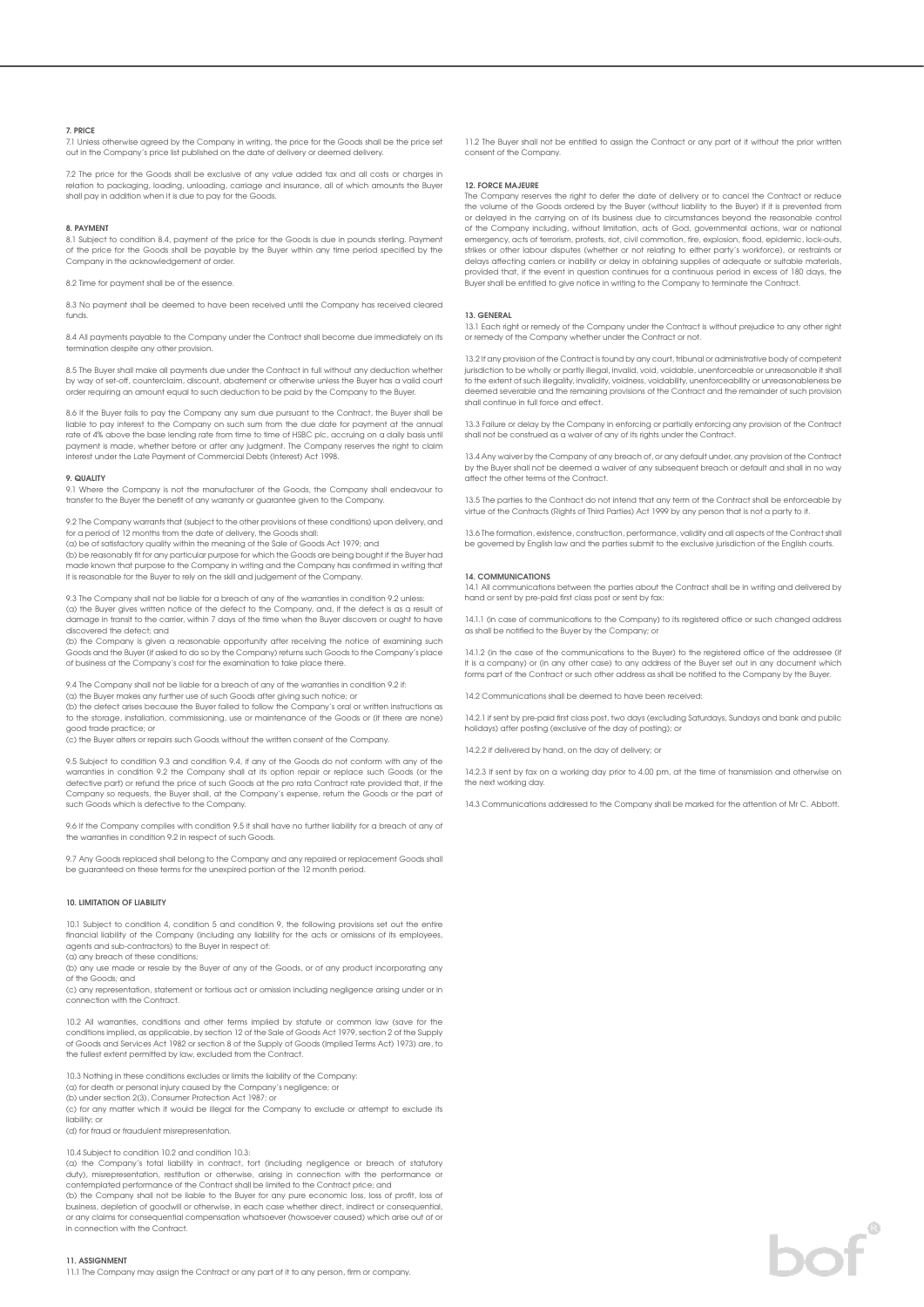## 7. PRICE

7.1 Unless otherwise agreed by the Company in writing, the price for the Goods shall be the price set out in the Company's price list published on the date of delivery or deemed delivery.

7.2 The price for the Goods shall be exclusive of any value added tax and all costs or charges in relation to packaging, loading, unloading, carriage and insurance, all of which amounts the Buyer shall pay in addition when it is due to pay for the Goods.

## 8. PAYMENT

8.1 Subject to condition 8.4, payment of the price for the Goods is due in pounds sterling. Payment of the price for the Goods shall be payable by the Buyer within any time period specified by the Company in the acknowledgement of order.

8.2 Time for payment shall be of the essence.

8.3 No payment shall be deemed to have been received until the Company has received cleared funds.

8.4 All payments payable to the Company under the Contract shall become due immediately on its termination despite any other provision.

8.5 The Buyer shall make all payments due under the Contract in full without any deduction whether by way of set-off, counterclaim, discount, abatement or otherwise unless the Buyer has a valid court order requiring an amount equal to such deduction to be paid by the Company to the Buyer.

8.6 If the Buyer fails to pay the Company any sum due pursuant to the Contract, the Buyer shall be liable to pay interest to the Company on such sum from the due date for payment at the annual rate of 4% above the base lending rate from time to time of HSBC plc, accruing on a daily basis until payment is made, whether before or after any judgment. The Company reserves the right to claim interest under the Late Payment of Commercial Debts (Interest) Act 1998.

## 9. QUALITY

9.1 Where the Company is not the manufacturer of the Goods, the Company shall endeavour to transfer to the Buyer the benefit of any warranty or guarantee given to the Company.

9.2 The Company warrants that (subject to the other provisions of these conditions) upon delivery, and for a period of 12 months from the date of delivery, the Goods shall:

(a) be of satisfactory quality within the meaning of the Sale of Goods Act 1979; and

(b) be reasonably fit for any particular purpose for which the Goods are being bought if the Buyer had made known that purpose to the Company in writing and the Company has confirmed in writing that it is reasonable for the Buyer to rely on the skill and judgement of the Company.

9.3 The Company shall not be liable for a breach of any of the warranties in condition 9.2 unless:

(a) the Buyer gives written notice of the defect to the Company, and, if the defect is as a result of damage in transit to the carrier, within 7 days of the time when the Buyer discovers or ought to have discovered the defect; and

(b) the Company is given a reasonable opportunity after receiving the notice of examining such Goods and the Buyer (if asked to do so by the Company) returns such Goods to the Company's place of business at the Company's cost for the examination to take place there.

9.4 The Company shall not be liable for a breach of any of the warranties in condition 9.2 if:

(a) the Buyer makes any further use of such Goods after giving such notice; or

(b) the defect arises because the Buyer failed to follow the Company's oral or written instructions as to the storage, installation, commissioning, use or maintenance of the Goods or (if there are none) good trade practice; or

(c) the Buyer alters or repairs such Goods without the written consent of the Company.

9.5 Subject to condition 9.3 and condition 9.4, if any of the Goods do not conform with any of the warranties in condition 9.2 the Company shall at its option repair or replace such Goods (or the defective part) or refund the price of such Goods at the pro rata Contract rate provided that, if the Company so requests, the Buyer shall, at the Company's expense, return the Goods or the part of such Goods which is defective to the Company.

9.6 If the Company complies with condition 9.5 it shall have no further liability for a breach of any of the warranties in condition 9.2 in respect of such Goods.

9.7 Any Goods replaced shall belong to the Company and any repaired or replacement Goods shall be guaranteed on these terms for the unexpired portion of the 12 month period.

## 10. LIMITATION OF LIABILITY

10.1 Subject to condition 4, condition 5 and condition 9, the following provisions set out the entire financial liability of the Company (including any liability for the acts or omissions of its employees, agents and sub-contractors) to the Buyer in respect of:

(a) any breach of these conditions;

(b) any use made or resale by the Buyer of any of the Goods, or of any product incorporating any of the Goods; and

(c) any representation, statement or tortious act or omission including negligence arising under or in connection with the Contract.

10.2 All warranties, conditions and other terms implied by statute or common law (save for the conditions implied, as applicable, by section 12 of the Sale of Goods Act 1979, section 2 of the Supply of Goods and Services Act 1982 or section 8 of the Supply of Goods (Implied Terms Act) 1973) are, to the fullest extent permitted by law, excluded from the Contract.

10.3 Nothing in these conditions excludes or limits the liability of the Company:

(a) for death or personal injury caused by the Company's negligence; or

(b) under section 2(3), Consumer Protection Act 1987; or

(c) for any matter which it would be illegal for the Company to exclude or attempt to exclude its liability; or

(d) for fraud or fraudulent misrepresentation.

10.4 Subject to condition 10.2 and condition 10.3:

(a) the Company's total liability in contract, tort (including negligence or breach of statutory duty), misrepresentation, restitution or otherwise, arising in connection with the performance or contemplated performance of the Contract shall be limited to the Contract price; and

(b) the Company shall not be liable to the Buyer for any pure economic loss, loss of profit, loss of business, depletion of goodwill or otherwise, in each case whether direct, indirect or consequential, or any claims for consequential compensation whatsoever (howsoever caused) which arise out of or in connection with the Contract.

## 11. ASSIGNMENT

11.1 The Company may assign the Contract or any part of it to any person, firm or company.

11.2 The Buyer shall not be entitled to assign the Contract or any part of it without the prior written consent of the Company.

## 12. FORCE MAJEURE

The Company reserves the right to defer the date of delivery or to cancel the Contract or reduce the volume of the Goods ordered by the Buyer (without liability to the Buyer) if it is prevented from or delayed in the carrying on of its business due to circumstances beyond the reasonable control of the Company including, without limitation, acts of God, governmental actions, war or national emergency, acts of terrorism, protests, riot, civil commotion, fire, explosion, flood, epidemic, lock-outs, strikes or other labour disputes (whether or not relating to either party's workforce), or restraints or delays affecting carriers or inability or delay in obtaining supplies of adequate or suitable materials, provided that, if the event in question continues for a continuous period in excess of 180 days, the Buyer shall be entitled to give notice in writing to the Company to terminate the Contract.

## 13. GENERAL

13.1 Each right or remedy of the Company under the Contract is without prejudice to any other right or remedy of the Company whether under the Contract or not.

13.2 If any provision of the Contract is found by any court, tribunal or administrative body of competent jurisdiction to be wholly or partly illegal, invalid, void, voidable, unenforceable or unreasonable it shall to the extent of such illegality, invalidity, voidness, voidability, unenforceability or unreasonableness be deemed severable and the remaining provisions of the Contract and the remainder of such provision shall continue in full force and effect.

13.3 Failure or delay by the Company in enforcing or partially enforcing any provision of the Contract shall not be construed as a waiver of any of its rights under the Contract.

13.4 Any waiver by the Company of any breach of, or any default under, any provision of the Contract by the Buyer shall not be deemed a waiver of any subsequent breach or default and shall in no way affect the other terms of the Contract.

13.5 The parties to the Contract do not intend that any term of the Contract shall be enforceable by virtue of the Contracts (Rights of Third Parties) Act 1999 by any person that is not a party to it.

13.6 The formation, existence, construction, performance, validity and all aspects of the Contract shall be governed by English law and the parties submit to the exclusive jurisdiction of the English courts.

## 14. COMMUNICATIONS

14.1 All communications between the parties about the Contract shall be in writing and delivered by hand or sent by pre-paid first class post or sent by fax:

14.1.1 (in case of communications to the Company) to its registered office or such changed address as shall be notified to the Buyer by the Company; or

14.1.2 (in the case of the communications to the Buyer) to the registered office of the addressee (if it is a company) or (in any other case) to any address of the Buyer set out in any document which forms part of the Contract or such other address as shall be notified to the Company by the Buyer.

14.2 Communications shall be deemed to have been received:

14.2.1 if sent by pre-paid first class post, two days (excluding Saturdays, Sundays and bank and public holidays) after posting (exclusive of the day of posting); or

14.2.2 if delivered by hand, on the day of delivery; or

14.2.3 if sent by fax on a working day prior to 4.00 pm, at the time of transmission and otherwise on the next working day.

14.3 Communications addressed to the Company shall be marked for the attention of Mr C. Abbott.